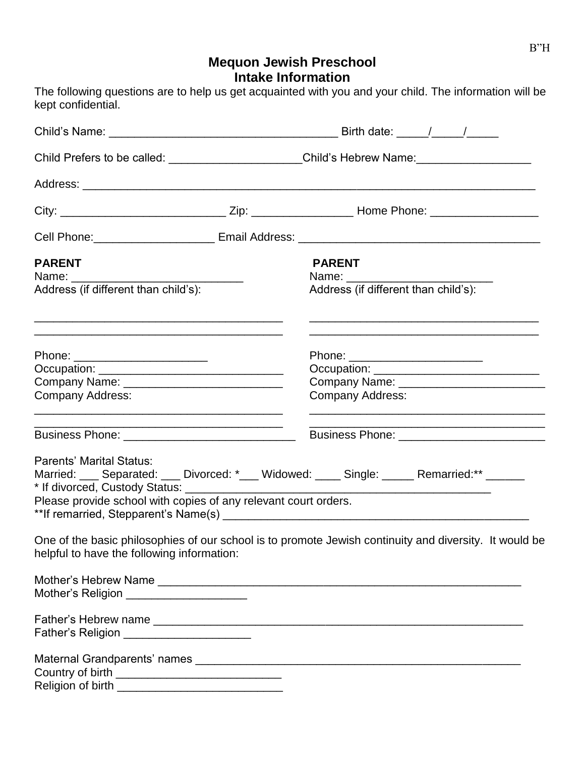B"H

# Mequon Jewish Preschool
## Intake Information

The following questions are to help us get acquainted with you and your child. The information will be kept confidential.

Child's Name: ___________________________________ Birth date: _____/_____/_____

Child Prefers to be called: ____________________Child's Hebrew Name:_________________

Address: _________________________________________________________________________

City: _________________________ Zip: _______________ Home Phone: ________________

Cell Phone:__________________ Email Address: ____________________________________

**PARENT**
Name: __________________________
Address (if different than child's):

______________________________________
______________________________________

Phone: ____________________
Occupation: ____________________________
Company Name: ________________________
Company Address:
______________________________________
______________________________________
Business Phone: __________________________

**PARENT**
Name: ______________________
Address (if different than child's):

____________________________________
____________________________________

Phone: ____________________
Occupation: __________________________
Company Name: ______________________
Company Address:
_____________________________________
_____________________________________
Business Phone: ______________________

Parents' Marital Status:
Married: ___ Separated: ___ Divorced: *___ Widowed: ____ Single: _____ Remarried:** ______
* If divorced, Custody Status: ________________________________________________
Please provide school with copies of any relevant court orders.
**If remarried, Stepparent's Name(s) ______________________________________________

One of the basic philosophies of our school is to promote Jewish continuity and diversity. It would be helpful to have the following information:

Mother's Hebrew Name ________________________________________________________
Mother's Religion __________________

Father's Hebrew name ________________________________________________________
Father's Religion ___________________

Maternal Grandparents' names _________________________________________________
Country of birth _________________________
Religion of birth _________________________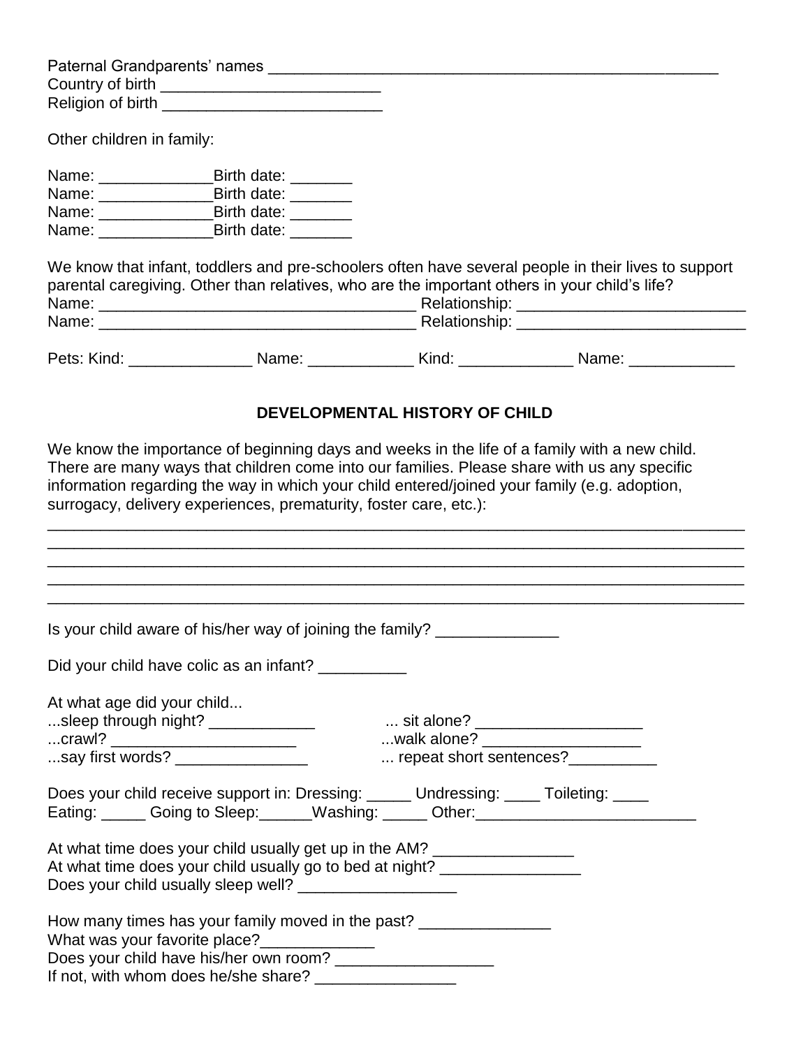Paternal Grandparents' names ____________________________________________________
Country of birth _________________________
Religion of birth _________________________

Other children in family:

Name: _____________Birth date: _______
Name: _____________Birth date: _______
Name: _____________Birth date: _______
Name: _____________Birth date: _______

We know that infant, toddlers and pre-schoolers often have several people in their lives to support parental caregiving. Other than relatives, who are the important others in your child's life?
Name: ____________________________________ Relationship: __________________________
Name: ____________________________________ Relationship: __________________________

Pets: Kind: ______________ Name: ____________ Kind: _____________ Name: ____________

## DEVELOPMENTAL HISTORY OF CHILD

We know the importance of beginning days and weeks in the life of a family with a new child. There are many ways that children come into our families. Please share with us any specific information regarding the way in which your child entered/joined your family (e.g. adoption, surrogacy, delivery experiences, prematurity, foster care, etc.):

______________________________________________________________________________
______________________________________________________________________________
______________________________________________________________________________
______________________________________________________________________________
______________________________________________________________________________

Is your child aware of his/her way of joining the family? ______________

Did your child have colic as an infant? __________

At what age did your child...
...sleep through night? ____________ ... sit alone? ___________________
...crawl? _____________________ ...walk alone? __________________
...say first words? _______________ ... repeat short sentences?__________

Does your child receive support in: Dressing: _____ Undressing: ____ Toileting: ____
Eating: _____ Going to Sleep:______Washing: _____ Other:_________________________

At what time does your child usually get up in the AM? ________________
At what time does your child usually go to bed at night? ________________
Does your child usually sleep well? __________________

How many times has your family moved in the past? _______________
What was your favorite place?_____________
Does your child have his/her own room? __________________
If not, with whom does he/she share? ________________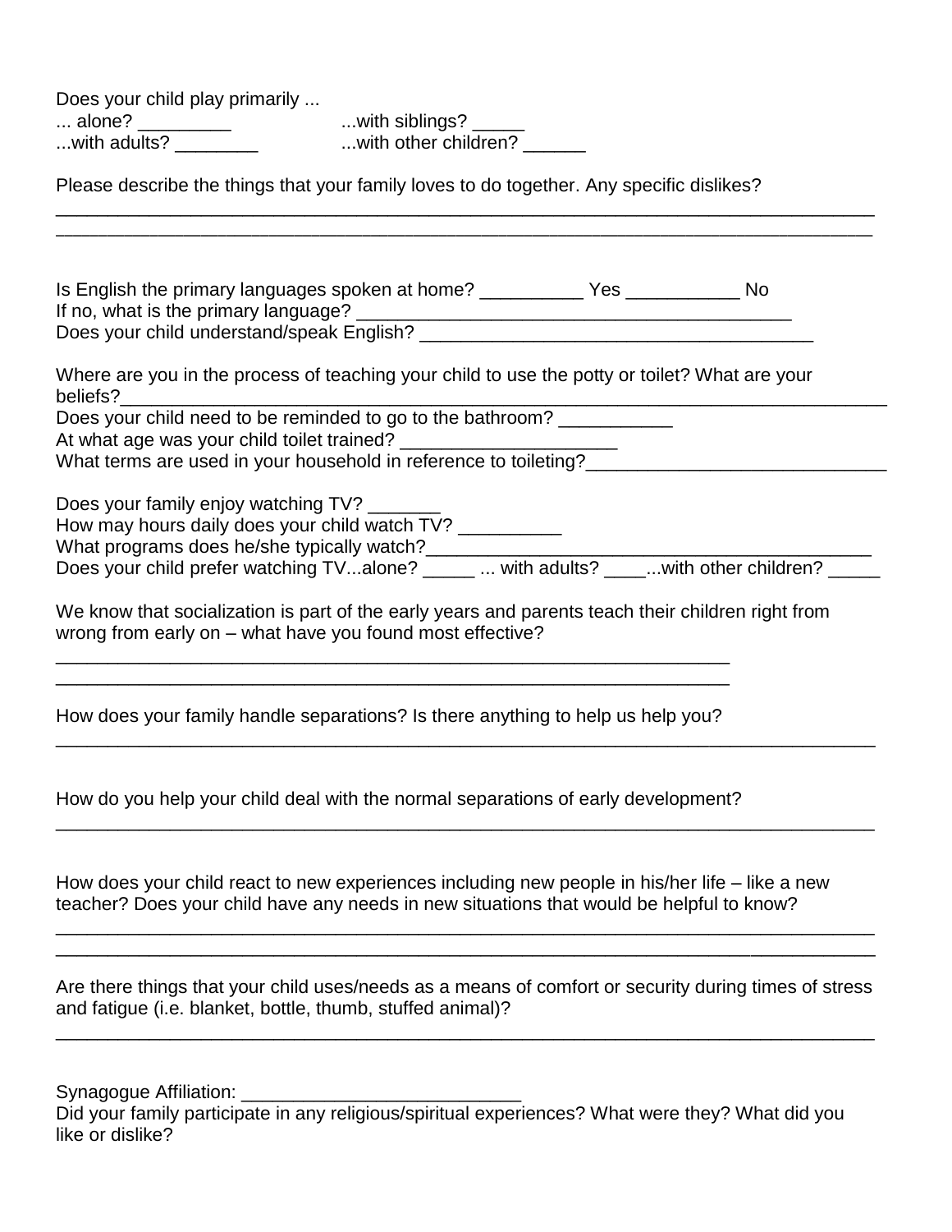Does your child play primarily ...

... alone? _________ ...with siblings? _____

...with adults? ________ ...with other children? ______

Please describe the things that your family loves to do together. Any specific dislikes?

_______________________________________________________________________________

_______________________________________________________________________________

Is English the primary languages spoken at home? __________ Yes ___________ No

If no, what is the primary language? ___________________________________________

Does your child understand/speak English? ______________________________________

Where are you in the process of teaching your child to use the potty or toilet? What are your beliefs?_____________________________________________________________________

Does your child need to be reminded to go to the bathroom? ___________

At what age was your child toilet trained? _____________________

What terms are used in your household in reference to toileting?_____________________________

Does your family enjoy watching TV? _______

How may hours daily does your child watch TV? __________

What programs does he/she typically watch?___________________________________________

Does your child prefer watching TV...alone? _____ ... with adults? ____...with other children? _____

We know that socialization is part of the early years and parents teach their children right from wrong from early on – what have you found most effective?

_________________________________________________________________

_________________________________________________________________

How does your family handle separations? Is there anything to help us help you?

_______________________________________________________________________________

How do you help your child deal with the normal separations of early development?

_______________________________________________________________________________

How does your child react to new experiences including new people in his/her life – like a new teacher? Does your child have any needs in new situations that would be helpful to know?

_______________________________________________________________________________

_______________________________________________________________________________

Are there things that your child uses/needs as a means of comfort or security during times of stress and fatigue (i.e. blanket, bottle, thumb, stuffed animal)?

_______________________________________________________________________________

Synagogue Affiliation: ___________________________

Did your family participate in any religious/spiritual experiences? What were they? What did you like or dislike?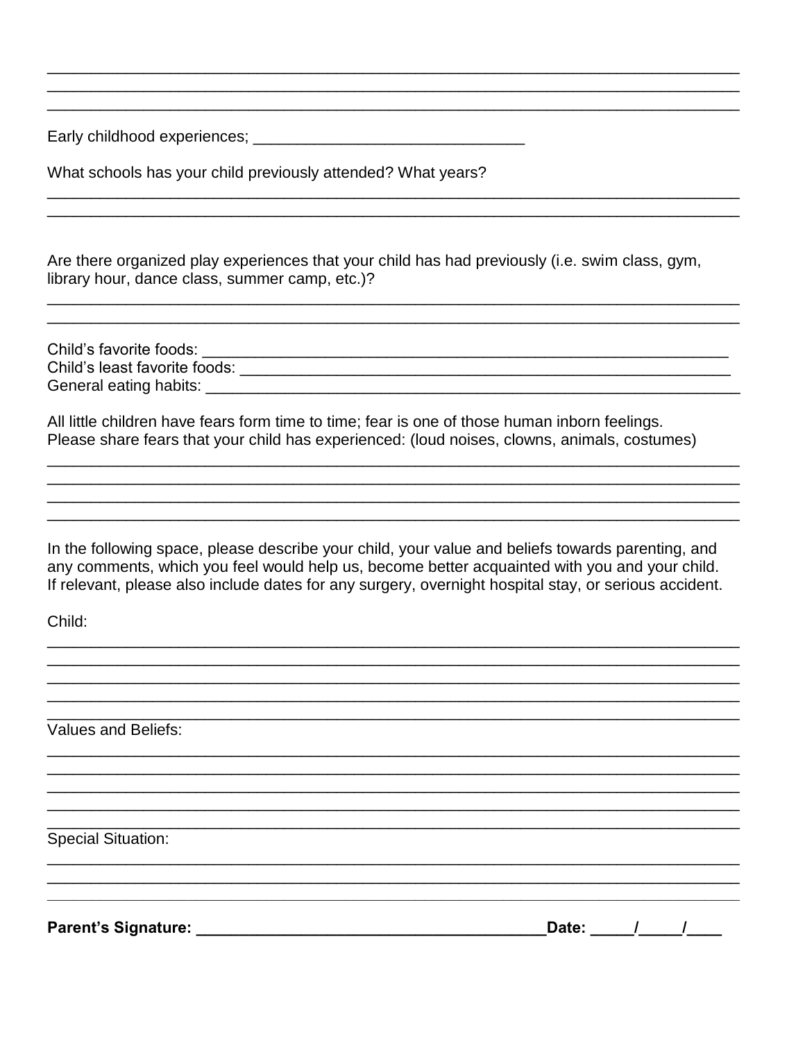\_\_\_\_\_\_\_\_\_\_\_\_\_\_\_\_\_\_\_\_\_\_\_\_\_\_\_\_\_\_\_\_\_\_\_\_\_\_\_\_\_\_\_\_\_\_\_\_\_\_\_\_\_\_\_\_\_\_\_\_\_\_\_\_\_\_\_\_\_\_\_\_\_\_\_\_\_\_
\_\_\_\_\_\_\_\_\_\_\_\_\_\_\_\_\_\_\_\_\_\_\_\_\_\_\_\_\_\_\_\_\_\_\_\_\_\_\_\_\_\_\_\_\_\_\_\_\_\_\_\_\_\_\_\_\_\_\_\_\_\_\_\_\_\_\_\_\_\_\_\_\_\_\_\_\_\_
\_\_\_\_\_\_\_\_\_\_\_\_\_\_\_\_\_\_\_\_\_\_\_\_\_\_\_\_\_\_\_\_\_\_\_\_\_\_\_\_\_\_\_\_\_\_\_\_\_\_\_\_\_\_\_\_\_\_\_\_\_\_\_\_\_\_\_\_\_\_\_\_\_\_\_\_\_\_

Early childhood experiences; \_\_\_\_\_\_\_\_\_\_\_\_\_\_\_\_\_\_\_\_\_\_\_\_\_\_\_\_\_\_\_\_

What schools has your child previously attended? What years?

\_\_\_\_\_\_\_\_\_\_\_\_\_\_\_\_\_\_\_\_\_\_\_\_\_\_\_\_\_\_\_\_\_\_\_\_\_\_\_\_\_\_\_\_\_\_\_\_\_\_\_\_\_\_\_\_\_\_\_\_\_\_\_\_\_\_\_\_\_\_\_\_\_\_\_\_\_\_
\_\_\_\_\_\_\_\_\_\_\_\_\_\_\_\_\_\_\_\_\_\_\_\_\_\_\_\_\_\_\_\_\_\_\_\_\_\_\_\_\_\_\_\_\_\_\_\_\_\_\_\_\_\_\_\_\_\_\_\_\_\_\_\_\_\_\_\_\_\_\_\_\_\_\_\_\_\_

Are there organized play experiences that your child has had previously (i.e. swim class, gym, library hour, dance class, summer camp, etc.)?

\_\_\_\_\_\_\_\_\_\_\_\_\_\_\_\_\_\_\_\_\_\_\_\_\_\_\_\_\_\_\_\_\_\_\_\_\_\_\_\_\_\_\_\_\_\_\_\_\_\_\_\_\_\_\_\_\_\_\_\_\_\_\_\_\_\_\_\_\_\_\_\_\_\_\_\_\_\_
\_\_\_\_\_\_\_\_\_\_\_\_\_\_\_\_\_\_\_\_\_\_\_\_\_\_\_\_\_\_\_\_\_\_\_\_\_\_\_\_\_\_\_\_\_\_\_\_\_\_\_\_\_\_\_\_\_\_\_\_\_\_\_\_\_\_\_\_\_\_\_\_\_\_\_\_\_\_

Child's favorite foods: \_\_\_\_\_\_\_\_\_\_\_\_\_\_\_\_\_\_\_\_\_\_\_\_\_\_\_\_\_\_\_\_\_\_\_\_\_\_\_\_\_\_\_\_\_\_\_\_\_\_\_\_\_\_\_\_\_\_\_\_
Child's least favorite foods: \_\_\_\_\_\_\_\_\_\_\_\_\_\_\_\_\_\_\_\_\_\_\_\_\_\_\_\_\_\_\_\_\_\_\_\_\_\_\_\_\_\_\_\_\_\_\_\_\_\_\_\_\_\_\_\_
General eating habits: \_\_\_\_\_\_\_\_\_\_\_\_\_\_\_\_\_\_\_\_\_\_\_\_\_\_\_\_\_\_\_\_\_\_\_\_\_\_\_\_\_\_\_\_\_\_\_\_\_\_\_\_\_\_\_\_\_\_\_\_\_

All little children have fears form time to time; fear is one of those human inborn feelings. Please share fears that your child has experienced: (loud noises, clowns, animals, costumes)

\_\_\_\_\_\_\_\_\_\_\_\_\_\_\_\_\_\_\_\_\_\_\_\_\_\_\_\_\_\_\_\_\_\_\_\_\_\_\_\_\_\_\_\_\_\_\_\_\_\_\_\_\_\_\_\_\_\_\_\_\_\_\_\_\_\_\_\_\_\_\_\_\_\_\_\_\_\_
\_\_\_\_\_\_\_\_\_\_\_\_\_\_\_\_\_\_\_\_\_\_\_\_\_\_\_\_\_\_\_\_\_\_\_\_\_\_\_\_\_\_\_\_\_\_\_\_\_\_\_\_\_\_\_\_\_\_\_\_\_\_\_\_\_\_\_\_\_\_\_\_\_\_\_\_\_\_
\_\_\_\_\_\_\_\_\_\_\_\_\_\_\_\_\_\_\_\_\_\_\_\_\_\_\_\_\_\_\_\_\_\_\_\_\_\_\_\_\_\_\_\_\_\_\_\_\_\_\_\_\_\_\_\_\_\_\_\_\_\_\_\_\_\_\_\_\_\_\_\_\_\_\_\_\_\_
\_\_\_\_\_\_\_\_\_\_\_\_\_\_\_\_\_\_\_\_\_\_\_\_\_\_\_\_\_\_\_\_\_\_\_\_\_\_\_\_\_\_\_\_\_\_\_\_\_\_\_\_\_\_\_\_\_\_\_\_\_\_\_\_\_\_\_\_\_\_\_\_\_\_\_\_\_\_

In the following space, please describe your child, your value and beliefs towards parenting, and any comments, which you feel would help us, become better acquainted with you and your child. If relevant, please also include dates for any surgery, overnight hospital stay, or serious accident.

Child:

\_\_\_\_\_\_\_\_\_\_\_\_\_\_\_\_\_\_\_\_\_\_\_\_\_\_\_\_\_\_\_\_\_\_\_\_\_\_\_\_\_\_\_\_\_\_\_\_\_\_\_\_\_\_\_\_\_\_\_\_\_\_\_\_\_\_\_\_\_\_\_\_\_\_\_\_\_\_
\_\_\_\_\_\_\_\_\_\_\_\_\_\_\_\_\_\_\_\_\_\_\_\_\_\_\_\_\_\_\_\_\_\_\_\_\_\_\_\_\_\_\_\_\_\_\_\_\_\_\_\_\_\_\_\_\_\_\_\_\_\_\_\_\_\_\_\_\_\_\_\_\_\_\_\_\_\_
\_\_\_\_\_\_\_\_\_\_\_\_\_\_\_\_\_\_\_\_\_\_\_\_\_\_\_\_\_\_\_\_\_\_\_\_\_\_\_\_\_\_\_\_\_\_\_\_\_\_\_\_\_\_\_\_\_\_\_\_\_\_\_\_\_\_\_\_\_\_\_\_\_\_\_\_\_\_
\_\_\_\_\_\_\_\_\_\_\_\_\_\_\_\_\_\_\_\_\_\_\_\_\_\_\_\_\_\_\_\_\_\_\_\_\_\_\_\_\_\_\_\_\_\_\_\_\_\_\_\_\_\_\_\_\_\_\_\_\_\_\_\_\_\_\_\_\_\_\_\_\_\_\_\_\_\_
\_\_\_\_\_\_\_\_\_\_\_\_\_\_\_\_\_\_\_\_\_\_\_\_\_\_\_\_\_\_\_\_\_\_\_\_\_\_\_\_\_\_\_\_\_\_\_\_\_\_\_\_\_\_\_\_\_\_\_\_\_\_\_\_\_\_\_\_\_\_\_\_\_\_\_\_\_\_

Values and Beliefs:

\_\_\_\_\_\_\_\_\_\_\_\_\_\_\_\_\_\_\_\_\_\_\_\_\_\_\_\_\_\_\_\_\_\_\_\_\_\_\_\_\_\_\_\_\_\_\_\_\_\_\_\_\_\_\_\_\_\_\_\_\_\_\_\_\_\_\_\_\_\_\_\_\_\_\_\_\_\_
\_\_\_\_\_\_\_\_\_\_\_\_\_\_\_\_\_\_\_\_\_\_\_\_\_\_\_\_\_\_\_\_\_\_\_\_\_\_\_\_\_\_\_\_\_\_\_\_\_\_\_\_\_\_\_\_\_\_\_\_\_\_\_\_\_\_\_\_\_\_\_\_\_\_\_\_\_\_
\_\_\_\_\_\_\_\_\_\_\_\_\_\_\_\_\_\_\_\_\_\_\_\_\_\_\_\_\_\_\_\_\_\_\_\_\_\_\_\_\_\_\_\_\_\_\_\_\_\_\_\_\_\_\_\_\_\_\_\_\_\_\_\_\_\_\_\_\_\_\_\_\_\_\_\_\_\_
\_\_\_\_\_\_\_\_\_\_\_\_\_\_\_\_\_\_\_\_\_\_\_\_\_\_\_\_\_\_\_\_\_\_\_\_\_\_\_\_\_\_\_\_\_\_\_\_\_\_\_\_\_\_\_\_\_\_\_\_\_\_\_\_\_\_\_\_\_\_\_\_\_\_\_\_\_\_
\_\_\_\_\_\_\_\_\_\_\_\_\_\_\_\_\_\_\_\_\_\_\_\_\_\_\_\_\_\_\_\_\_\_\_\_\_\_\_\_\_\_\_\_\_\_\_\_\_\_\_\_\_\_\_\_\_\_\_\_\_\_\_\_\_\_\_\_\_\_\_\_\_\_\_\_\_\_

Special Situation:

\_\_\_\_\_\_\_\_\_\_\_\_\_\_\_\_\_\_\_\_\_\_\_\_\_\_\_\_\_\_\_\_\_\_\_\_\_\_\_\_\_\_\_\_\_\_\_\_\_\_\_\_\_\_\_\_\_\_\_\_\_\_\_\_\_\_\_\_\_\_\_\_\_\_\_\_\_\_
\_\_\_\_\_\_\_\_\_\_\_\_\_\_\_\_\_\_\_\_\_\_\_\_\_\_\_\_\_\_\_\_\_\_\_\_\_\_\_\_\_\_\_\_\_\_\_\_\_\_\_\_\_\_\_\_\_\_\_\_\_\_\_\_\_\_\_\_\_\_\_\_\_\_\_\_\_\_

**Parent's Signature: \_\_\_\_\_\_\_\_\_\_\_\_\_\_\_\_\_\_\_\_\_\_\_\_\_\_\_\_\_\_\_\_\_\_\_\_\_\_\_\_Date: \_\_\_\_\_/\_\_\_\_\_/\_\_\_\_**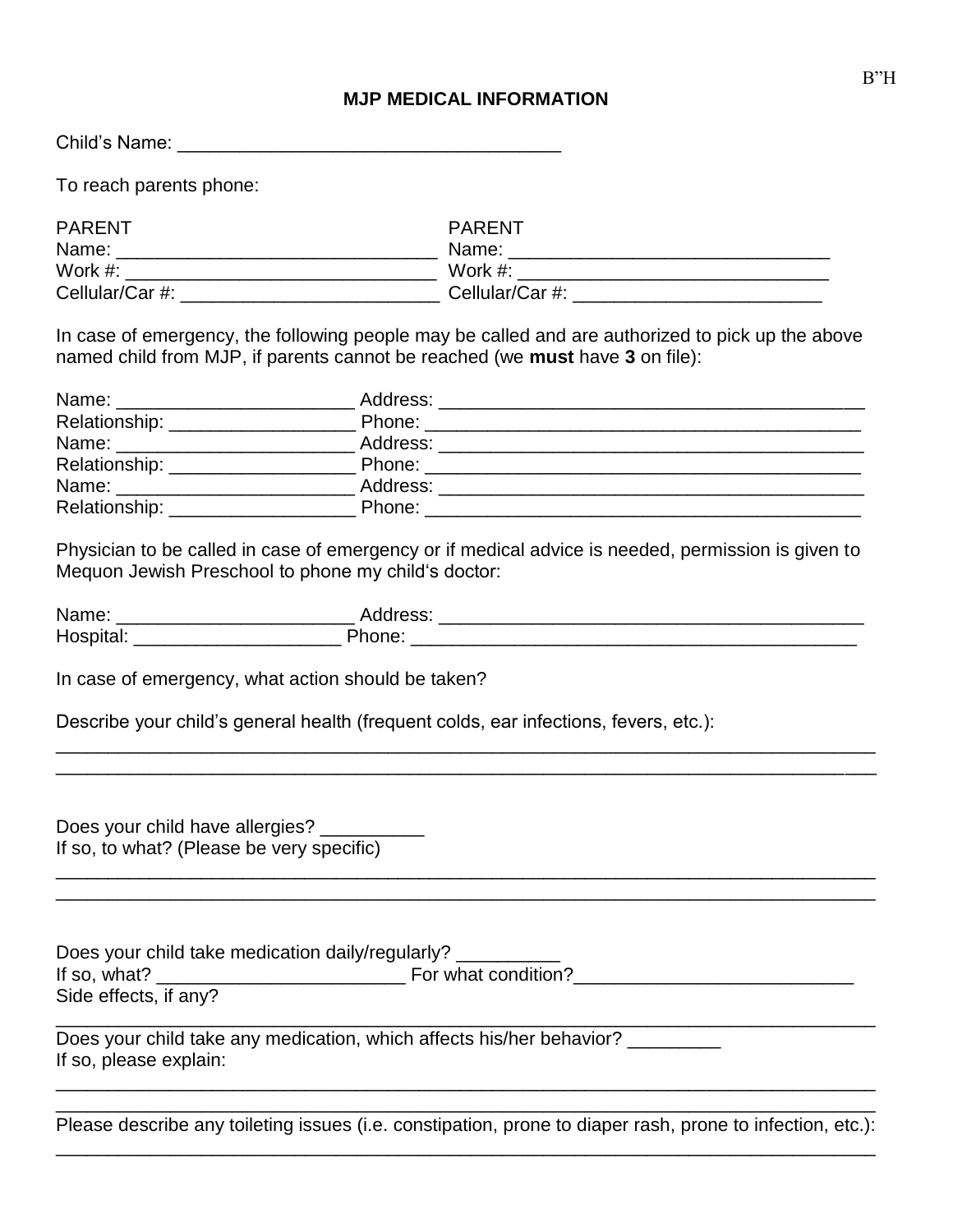B"H

## MJP MEDICAL INFORMATION

Child's Name: ____________________________________

To reach parents phone:

| PARENT | PARENT |
|---|---|
| Name: ______________________________ | Name: ______________________________ |
| Work #: ______________________________ | Work #: ______________________________ |
| Cellular/Car #: _________________________ | Cellular/Car #: ________________________ |

In case of emergency, the following people may be called and are authorized to pick up the above named child from MJP, if parents cannot be reached (we **must** have **3** on file):

Name: _______________________ Address: __________________________________________
Relationship: _________________ Phone: ___________________________________________
Name: _______________________ Address: __________________________________________
Relationship: _________________ Phone: ___________________________________________
Name: _______________________ Address: __________________________________________
Relationship: _________________ Phone: ___________________________________________

Physician to be called in case of emergency or if medical advice is needed, permission is given to Mequon Jewish Preschool to phone my child's doctor:

Name: _______________________ Address: __________________________________________
Hospital: ____________________ Phone: ___________________________________________

In case of emergency, what action should be taken?

Describe your child's general health (frequent colds, ear infections, fevers, etc.):
_________________________________________________________________________________
_________________________________________________________________________________

Does your child have allergies? __________
If so, to what? (Please be very specific)
_________________________________________________________________________________
_________________________________________________________________________________

Does your child take medication daily/regularly? __________
If so, what? ________________________ For what condition?___________________________
Side effects, if any?
_________________________________________________________________________________
Does your child take any medication, which affects his/her behavior? _________
If so, please explain:
_________________________________________________________________________________
_________________________________________________________________________________
Please describe any toileting issues (i.e. constipation, prone to diaper rash, prone to infection, etc.):
_________________________________________________________________________________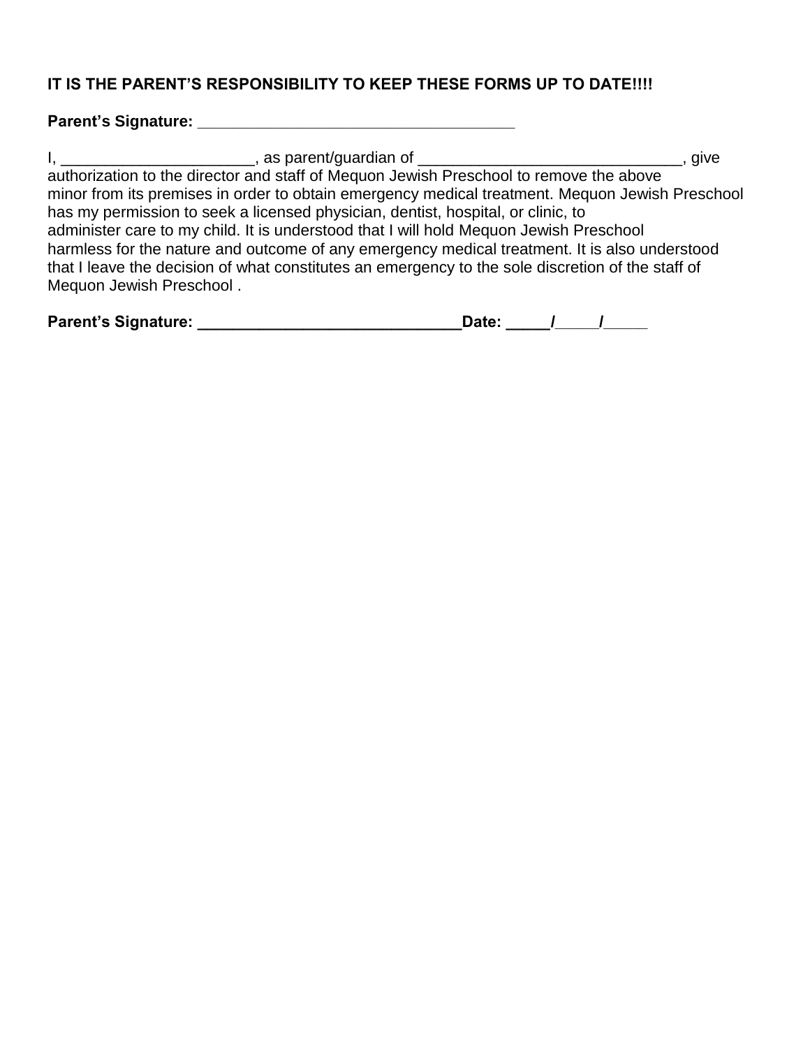**IT IS THE PARENT'S RESPONSIBILITY TO KEEP THESE FORMS UP TO DATE!!!!**

**Parent's Signature: ___________________________________**

I, ______________________, as parent/guardian of ______________________________, give authorization to the director and staff of Mequon Jewish Preschool to remove the above minor from its premises in order to obtain emergency medical treatment. Mequon Jewish Preschool has my permission to seek a licensed physician, dentist, hospital, or clinic, to administer care to my child. It is understood that I will hold Mequon Jewish Preschool harmless for the nature and outcome of any emergency medical treatment. It is also understood that I leave the decision of what constitutes an emergency to the sole discretion of the staff of Mequon Jewish Preschool .

**Parent's Signature: ______________________________Date: _____/_____/_____**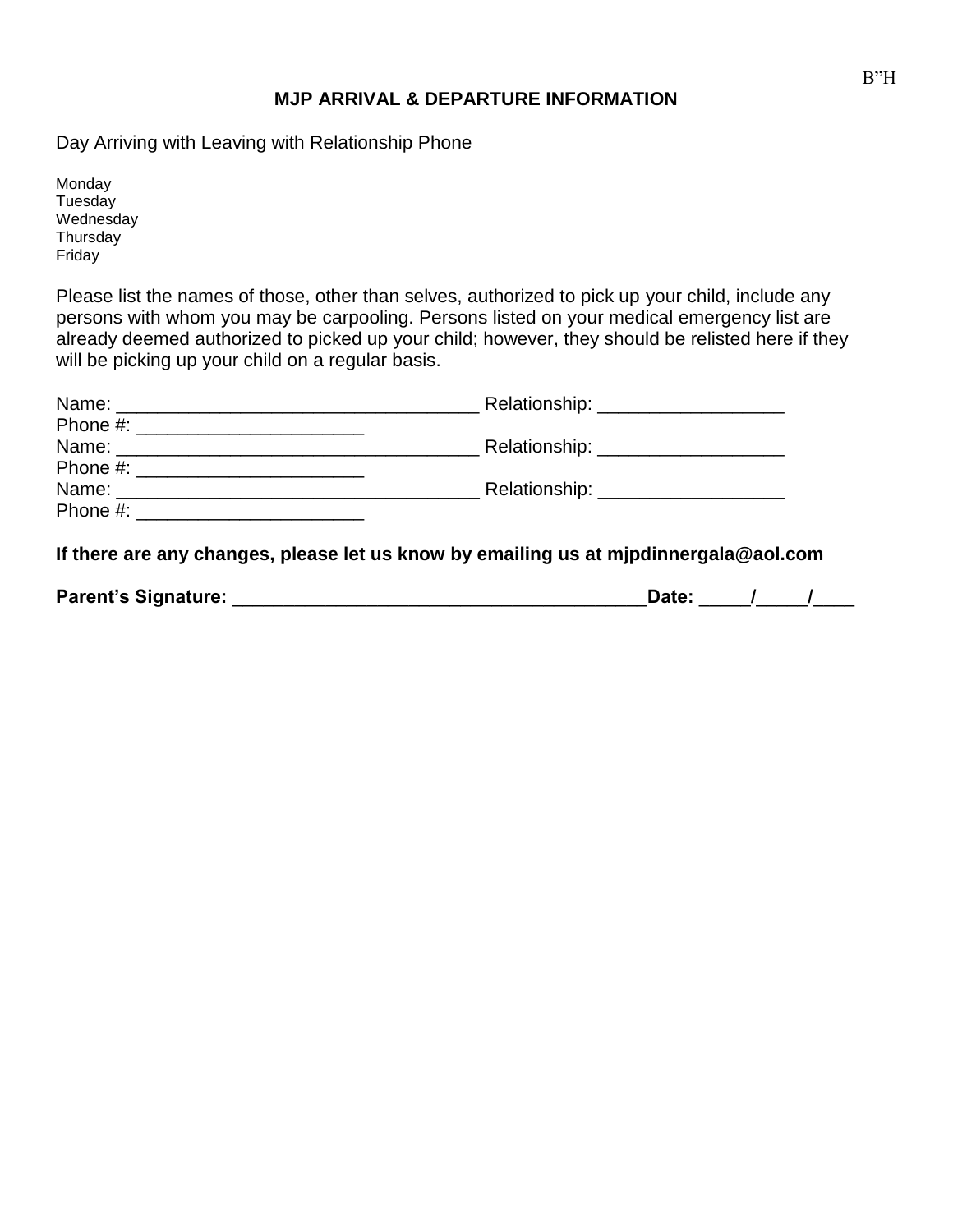B"H

## MJP ARRIVAL & DEPARTURE INFORMATION

| Day | Arriving with | Leaving with | Relationship | Phone |
| --- | --- | --- | --- | --- |
| Monday | | | | |
| Tuesday | | | | |
| Wednesday | | | | |
| Thursday | | | | |
| Friday | | | | |

Please list the names of those, other than selves, authorized to pick up your child, include any persons with whom you may be carpooling. Persons listed on your medical emergency list are already deemed authorized to picked up your child; however, they should be relisted here if they will be picking up your child on a regular basis.

Name: ___________________________________ Relationship: __________________
Phone #: ______________________
Name: ___________________________________ Relationship: __________________
Phone #: ______________________
Name: ___________________________________ Relationship: __________________
Phone #: ______________________

**If there are any changes, please let us know by emailing us at mjpdinnergala@aol.com**

**Parent's Signature: ________________________________________Date: _____/_____/____**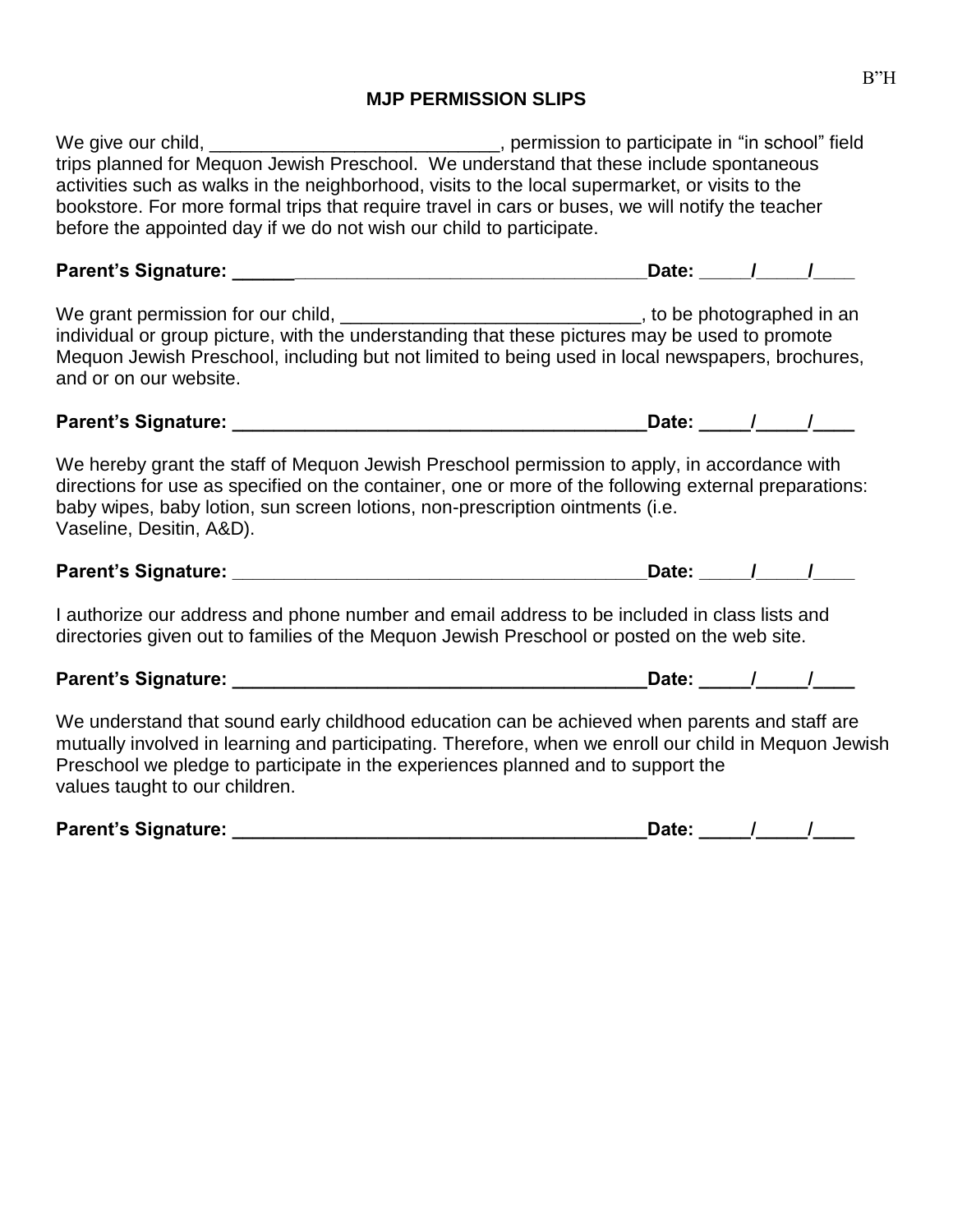B"H

**MJP PERMISSION SLIPS**

We give our child, ____________________________, permission to participate in "in school" field trips planned for Mequon Jewish Preschool. We understand that these include spontaneous activities such as walks in the neighborhood, visits to the local supermarket, or visits to the bookstore. For more formal trips that require travel in cars or buses, we will notify the teacher before the appointed day if we do not wish our child to participate.

**Parent's Signature: ________________________________________Date: _____/_____/____**

We grant permission for our child, _____________________________, to be photographed in an individual or group picture, with the understanding that these pictures may be used to promote Mequon Jewish Preschool, including but not limited to being used in local newspapers, brochures, and or on our website.

**Parent's Signature: ________________________________________Date: _____/_____/____**

We hereby grant the staff of Mequon Jewish Preschool permission to apply, in accordance with directions for use as specified on the container, one or more of the following external preparations: baby wipes, baby lotion, sun screen lotions, non-prescription ointments (i.e. Vaseline, Desitin, A&D).

**Parent's Signature: ________________________________________Date: _____/_____/____**

I authorize our address and phone number and email address to be included in class lists and directories given out to families of the Mequon Jewish Preschool or posted on the web site.

**Parent's Signature: ________________________________________Date: _____/_____/____**

We understand that sound early childhood education can be achieved when parents and staff are mutually involved in learning and participating. Therefore, when we enroll our child in Mequon Jewish Preschool we pledge to participate in the experiences planned and to support the values taught to our children.

**Parent's Signature: ________________________________________Date: _____/_____/____**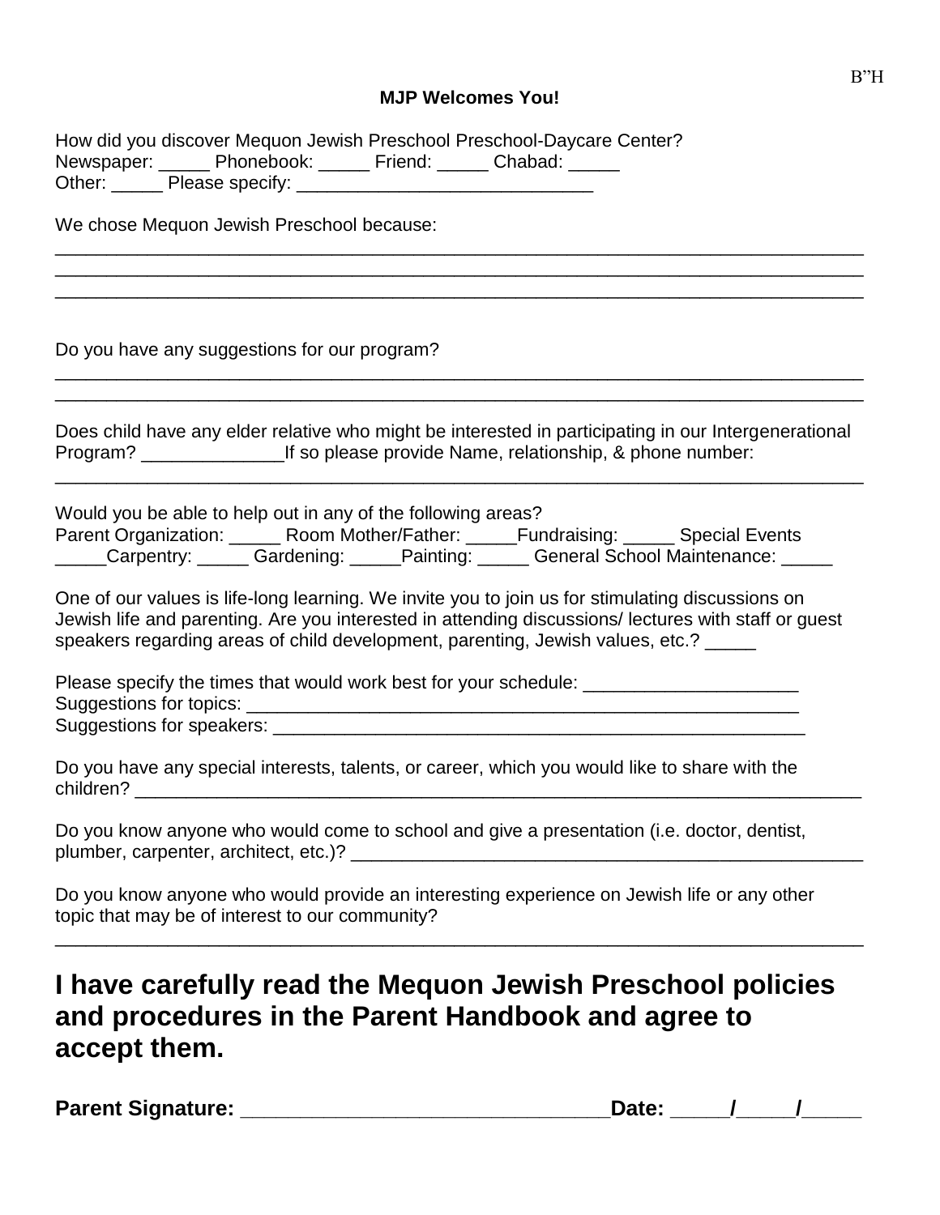B"H

**MJP Welcomes You!**

How did you discover Mequon Jewish Preschool Preschool-Daycare Center?
Newspaper: _____ Phonebook: _____ Friend: _____ Chabad: _____
Other: _____ Please specify: _____________________________

We chose Mequon Jewish Preschool because:
_______________________________________________________________________________
_______________________________________________________________________________
_______________________________________________________________________________

Do you have any suggestions for our program?
_______________________________________________________________________________
_______________________________________________________________________________

Does child have any elder relative who might be interested in participating in our Intergenerational Program? ______________If so please provide Name, relationship, & phone number:
_______________________________________________________________________________

Would you be able to help out in any of the following areas?
Parent Organization: _____ Room Mother/Father: _____Fundraising: _____ Special Events _____Carpentry: _____ Gardening: _____Painting: _____ General School Maintenance: _____

One of our values is life-long learning. We invite you to join us for stimulating discussions on Jewish life and parenting. Are you interested in attending discussions/ lectures with staff or guest speakers regarding areas of child development, parenting, Jewish values, etc.? _____

Please specify the times that would work best for your schedule: _____________________
Suggestions for topics: _________________________________________________________
Suggestions for speakers: _______________________________________________________

Do you have any special interests, talents, or career, which you would like to share with the children? _________________________________________________________________________

Do you know anyone who would come to school and give a presentation (i.e. doctor, dentist, plumber, carpenter, architect, etc.)? ___________________________________________________

Do you know anyone who would provide an interesting experience on Jewish life or any other topic that may be of interest to our community?
_______________________________________________________________________________

## I have carefully read the Mequon Jewish Preschool policies and procedures in the Parent Handbook and agree to accept them.

**Parent Signature: _______________________________Date: _____/_____/_____**